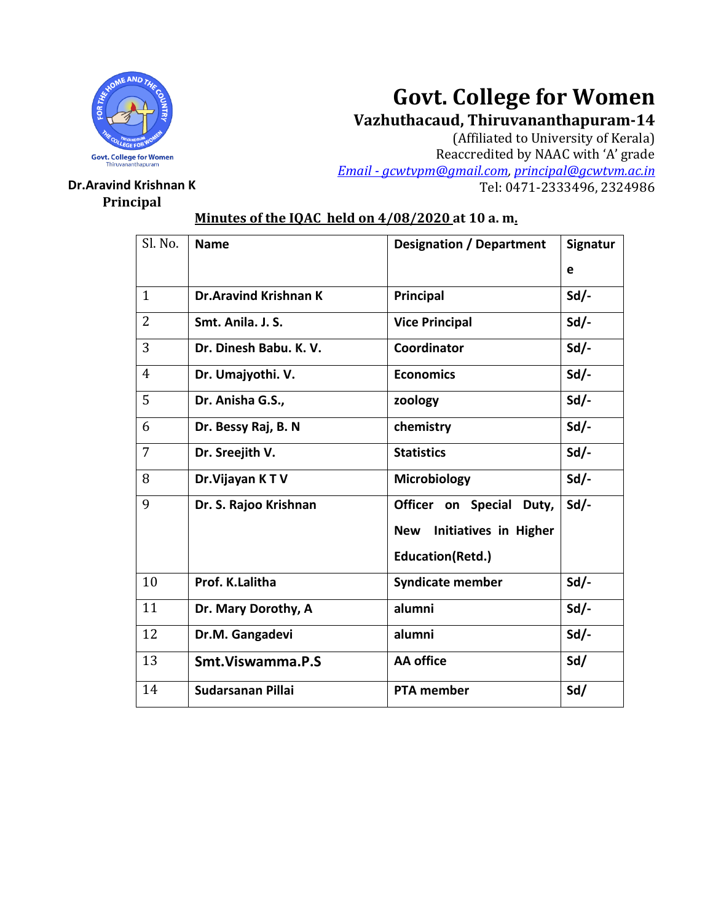# Govt. College for Women

## Vazhuthacaud, Thiruvananthapuram-14

(Affiliated to University of Kerala)
Reaccredited by NAAC with 'A' grade
*Email - gcwtvpm@gmail.com, principal@gcwtvm.ac.in*
Tel: 0471-2333496, 2324986

**Dr.Aravind Krishnan K**
**Principal**

**Minutes of the IQAC held on 4/08/2020 at 10 a. m.**

| Sl. No. | Name | Designation / Department | Signature |
|---|---|---|---|
| 1 | **Dr.Aravind Krishnan K** | **Principal** | **Sd/-** |
| 2 | **Smt. Anila. J. S.** | **Vice Principal** | **Sd/-** |
| 3 | **Dr. Dinesh Babu. K. V.** | **Coordinator** | **Sd/-** |
| 4 | **Dr. Umajyothi. V.** | **Economics** | **Sd/-** |
| 5 | **Dr. Anisha G.S.,** | **zoology** | **Sd/-** |
| 6 | **Dr. Bessy Raj, B. N** | **chemistry** | **Sd/-** |
| 7 | **Dr. Sreejith V.** | **Statistics** | **Sd/-** |
| 8 | **Dr.Vijayan K T V** | **Microbiology** | **Sd/-** |
| 9 | **Dr. S. Rajoo Krishnan** | **Officer on Special Duty, New Initiatives in Higher Education(Retd.)** | **Sd/-** |
| 10 | **Prof. K.Lalitha** | **Syndicate member** | **Sd/-** |
| 11 | **Dr. Mary Dorothy, A** | **alumni** | **Sd/-** |
| 12 | **Dr.M. Gangadevi** | **alumni** | **Sd/-** |
| 13 | **Smt.Viswamma.P.S** | **AA office** | **Sd/** |
| 14 | **Sudarsanan Pillai** | **PTA member** | **Sd/** |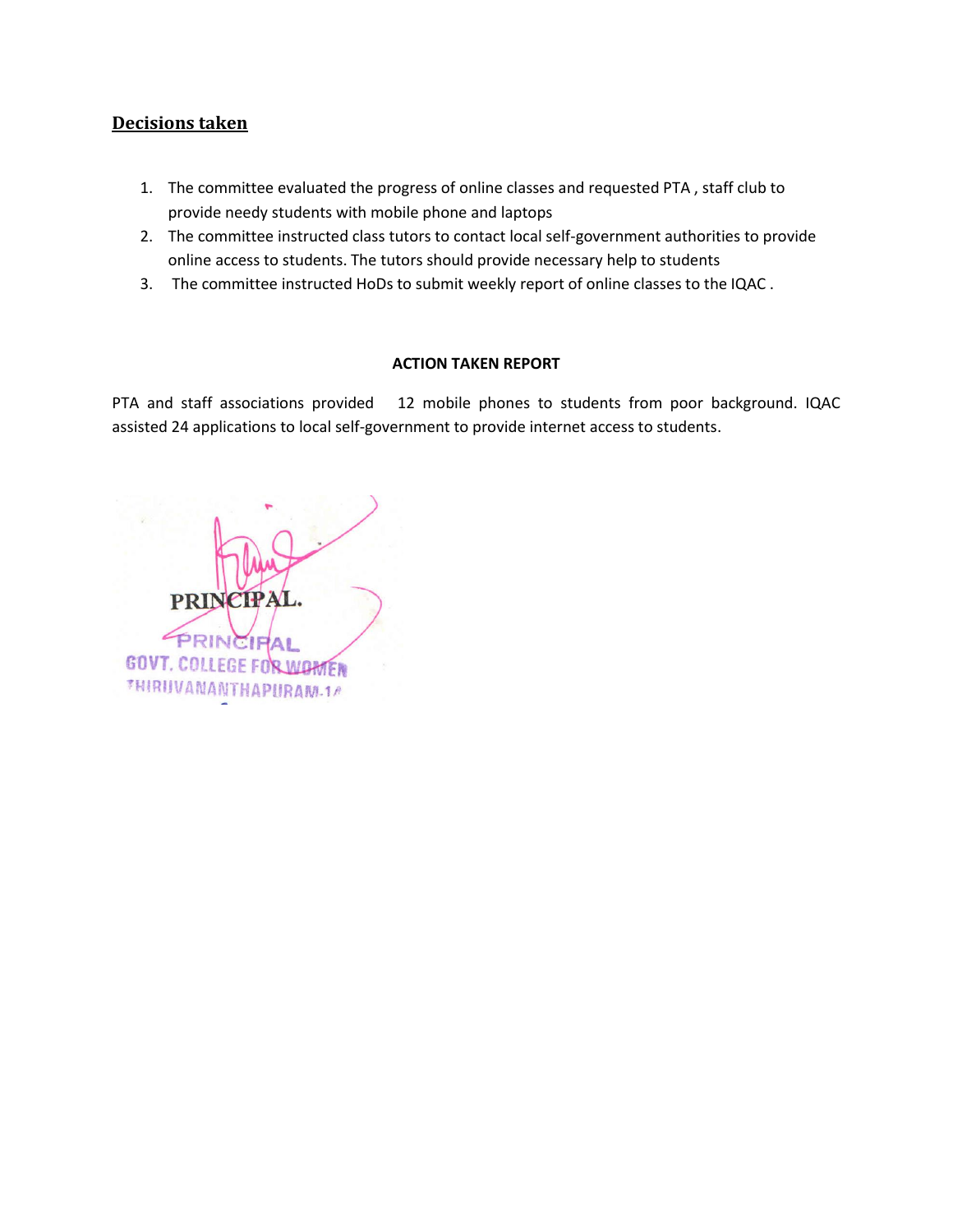## Decisions taken

1. The committee evaluated the progress of online classes and requested PTA , staff club to provide needy students with mobile phone and laptops
2. The committee instructed class tutors to contact local self-government authorities to provide online access to students. The tutors should provide necessary help to students
3. The committee instructed HoDs to submit weekly report of online classes to the IQAC .

**ACTION TAKEN REPORT**

PTA and staff associations provided 12 mobile phones to students from poor background. IQAC assisted 24 applications to local self-government to provide internet access to students.

PRINCIPAL.

PRINCIPAL
GOVT. COLLEGE FOR WOMEN
THIRUVANANTHAPURAM-14